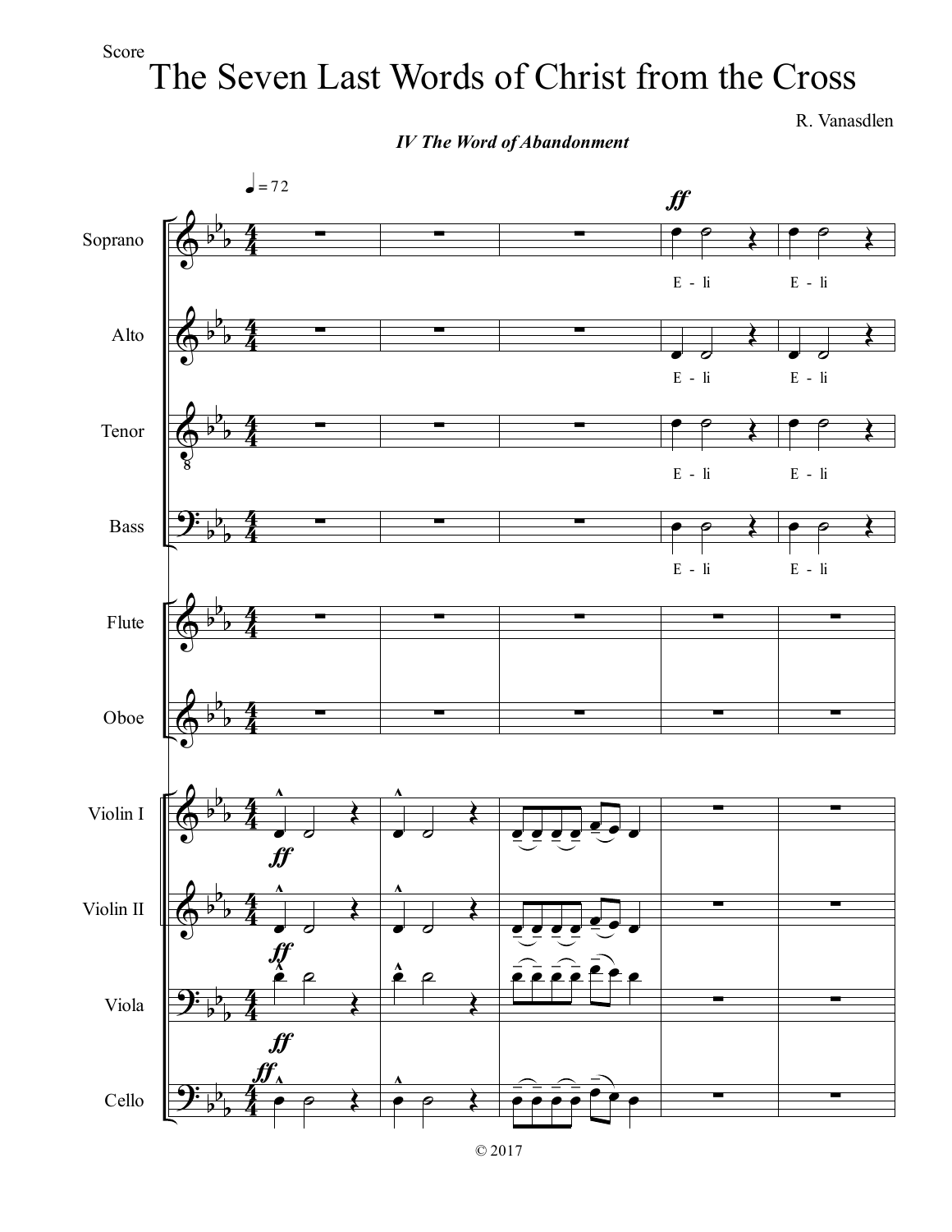Score

# The Seven Last Words of Christ from the Cross

R. Vanasdlen

***IV The Word of Abandonment***

© 2017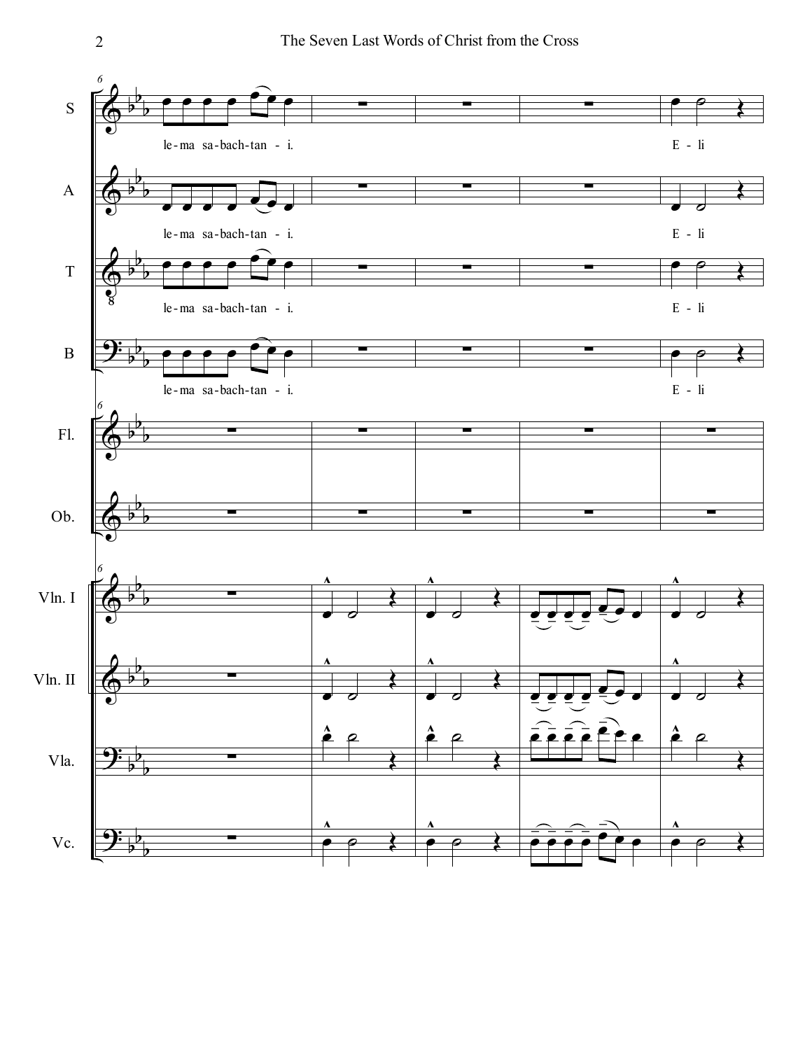S: le-ma sa-bach-tan - i. E - li

A: le-ma sa-bach-tan - i. E - li

T: le-ma sa-bach-tan - i. E - li

B: le-ma sa-bach-tan - i. E - li

Fl.

Ob.

Vln. I

Vln. II

Vla.

Vc.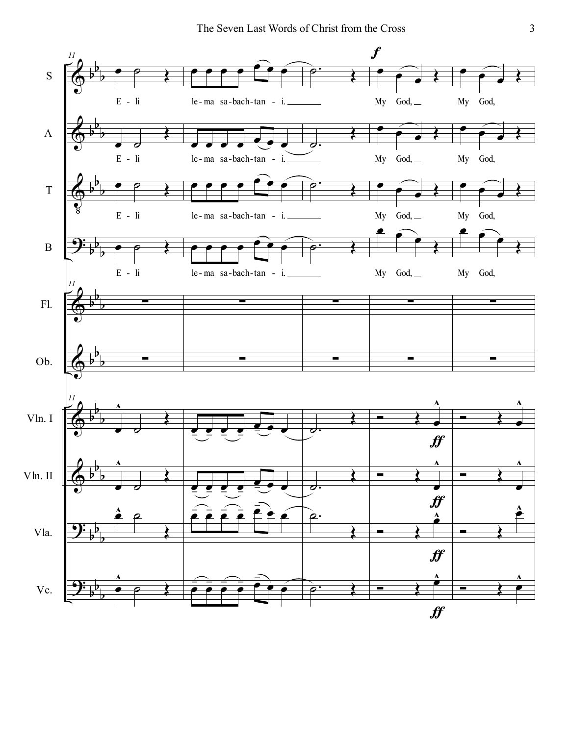S: E - li le-ma sa-bach-tan - i. My God, My God,

A: E - li le-ma sa-bach-tan - i. My God, My God,

T: E - li le-ma sa-bach-tan - i. My God, My God,

B: E - li le-ma sa-bach-tan - i. My God, My God,

Fl.

Ob.

Vln. I

Vln. II

Vla.

Vc.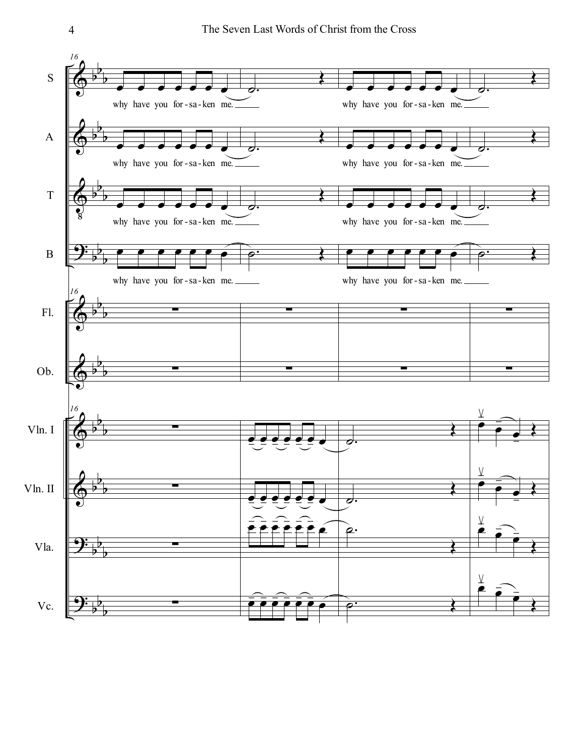S: why have you for-sa-ken me. why have you for-sa-ken me.

A: why have you for-sa-ken me. why have you for-sa-ken me.

T: why have you for-sa-ken me. why have you for-sa-ken me.

B: why have you for-sa-ken me. why have you for-sa-ken me.

Fl.

Ob.

Vln. I

Vln. II

Vla.

Vc.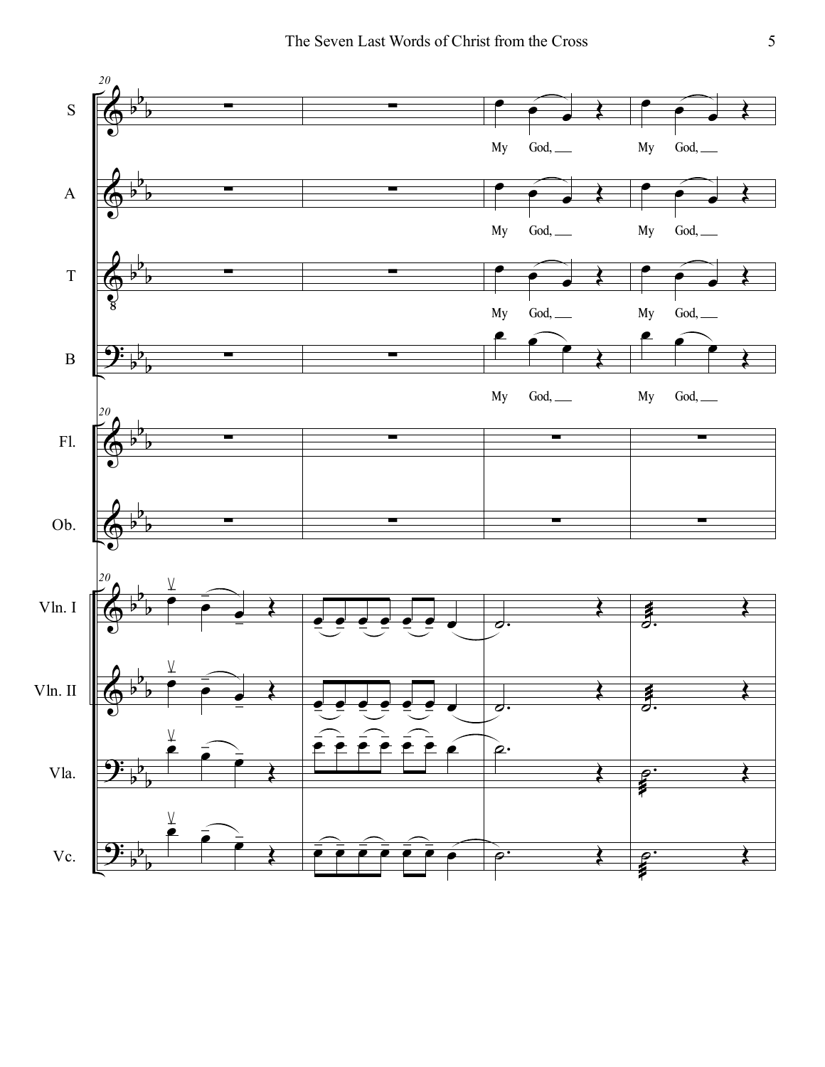S: My God, My God,

A: My God, My God,

T: My God, My God,

B: My God, My God,

Fl.

Ob.

Vln. I

Vln. II

Vla.

Vc.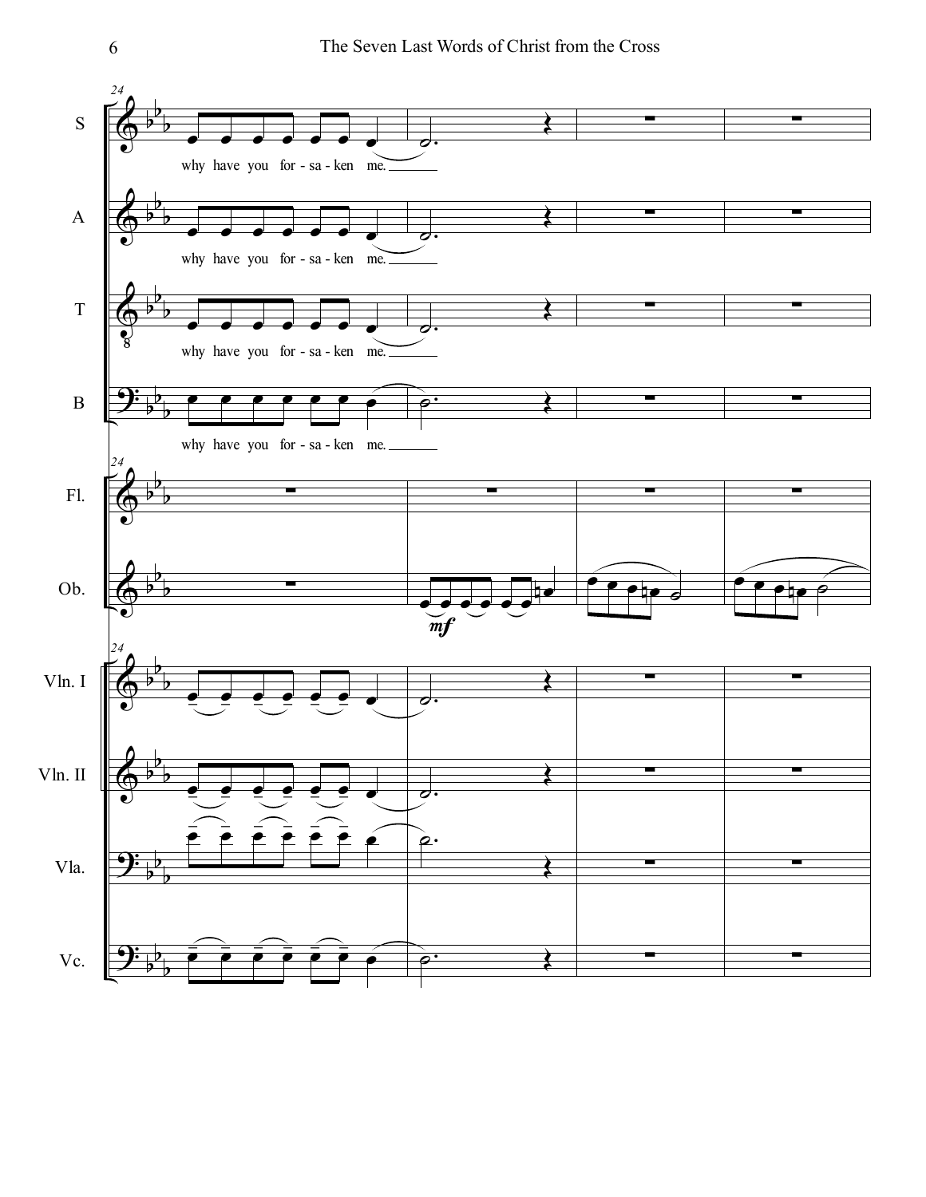S

why have you for - sa - ken me.

A

why have you for - sa - ken me.

T

why have you for - sa - ken me.

B

why have you for - sa - ken me.

Fl.

Ob.

*mf*

Vln. I

Vln. II

Vla.

Vc.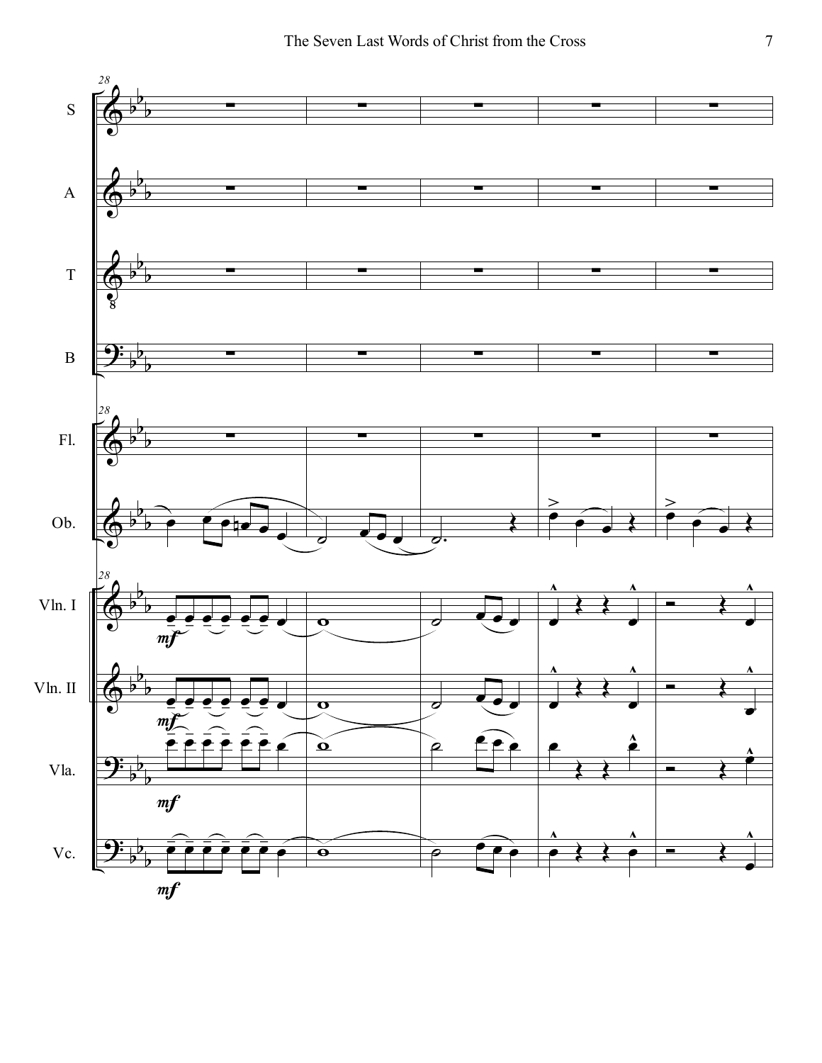S

A

T

B

Fl.

Ob.

Vln. I

Vln. II

Vla.

Vc.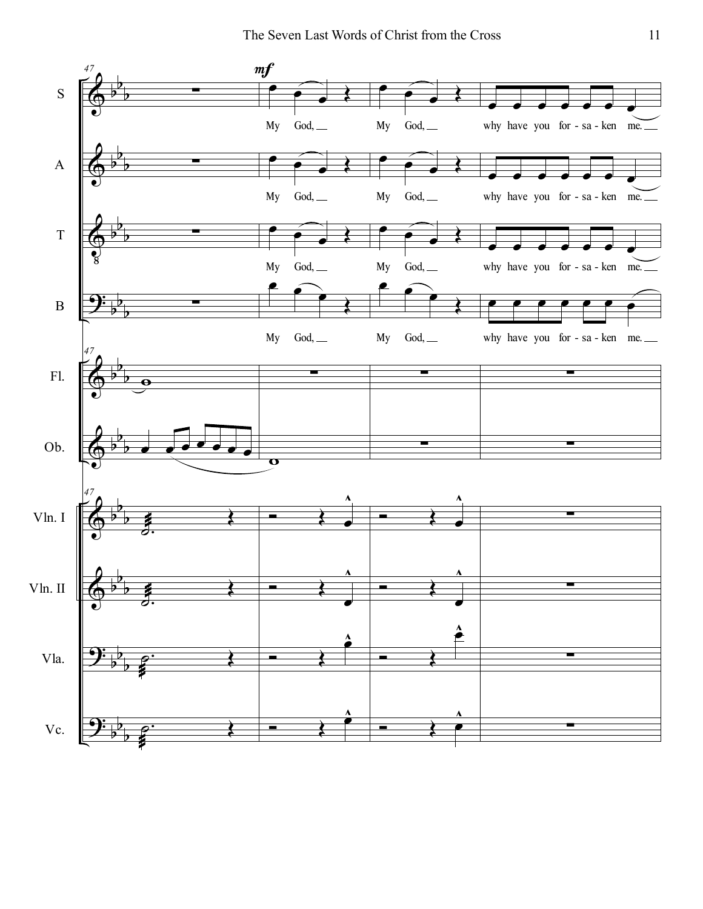S

A

T

B

Fl.

Ob.

Vln. I

Vln. II

Vla.

Vc.

*mf*

My God, My God, why have you for - sa - ken me.

My God, My God, why have you for - sa - ken me.

My God, My God, why have you for - sa - ken me.

My God, My God, why have you for - sa - ken me.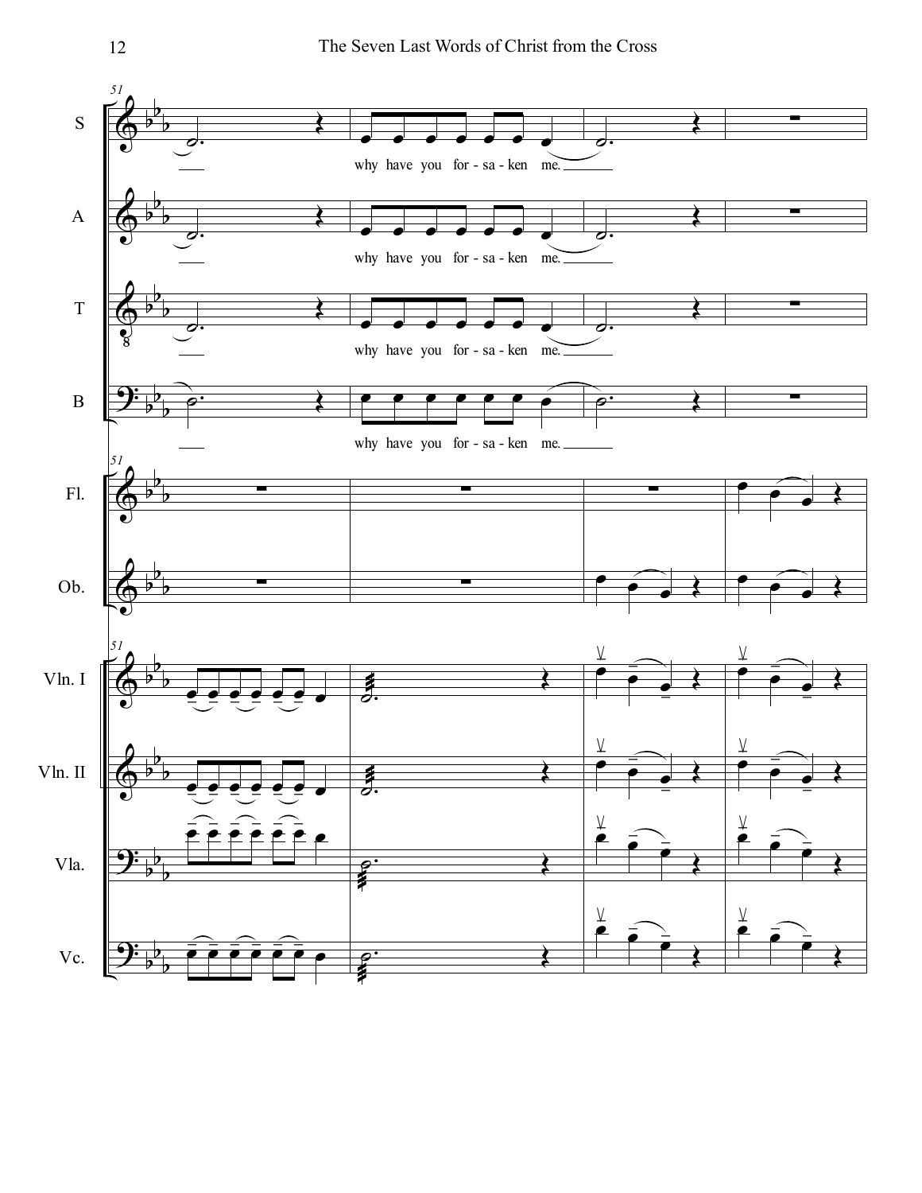S — why have you for - sa - ken me.

A — why have you for - sa - ken me.

T — why have you for - sa - ken me.

B — why have you for - sa - ken me.

Fl.

Ob.

Vln. I

Vln. II

Vla.

Vc.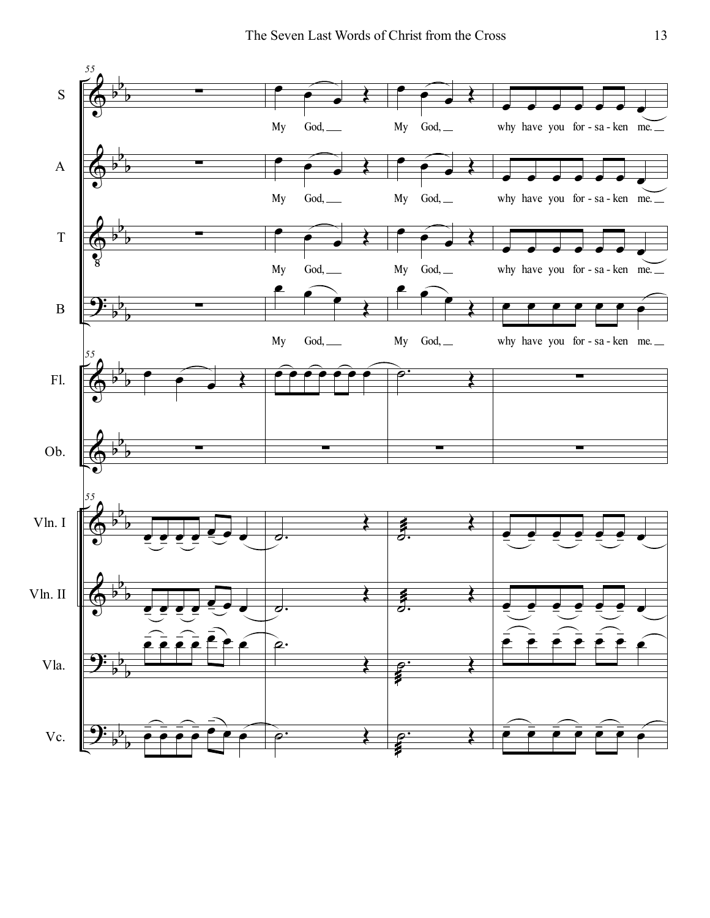My God, My God, why have you for-sa-ken me.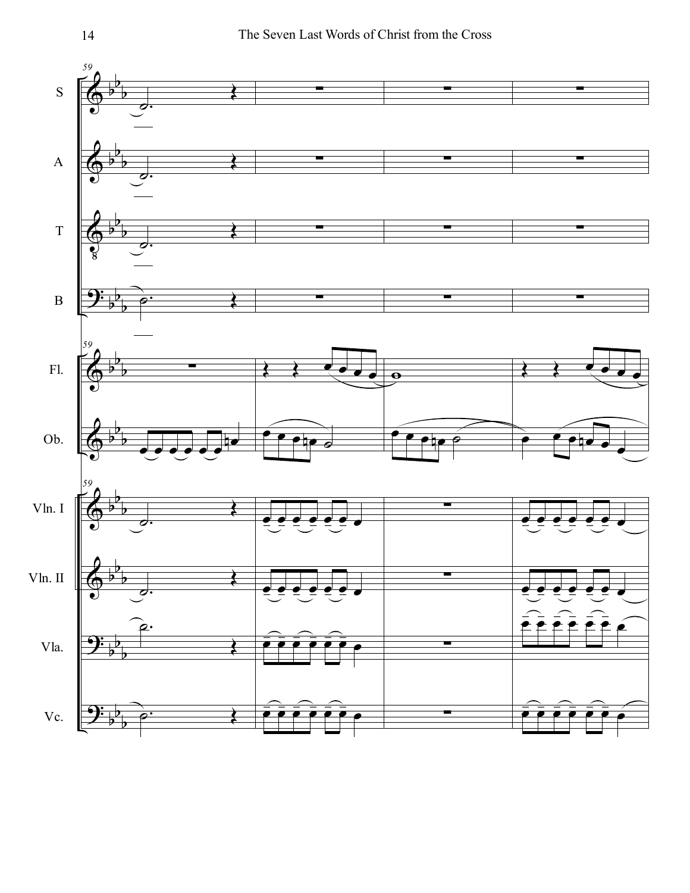59

S

A

T

B

59

Fl.

Ob.

59

Vln. I

Vln. II

Vla.

Vc.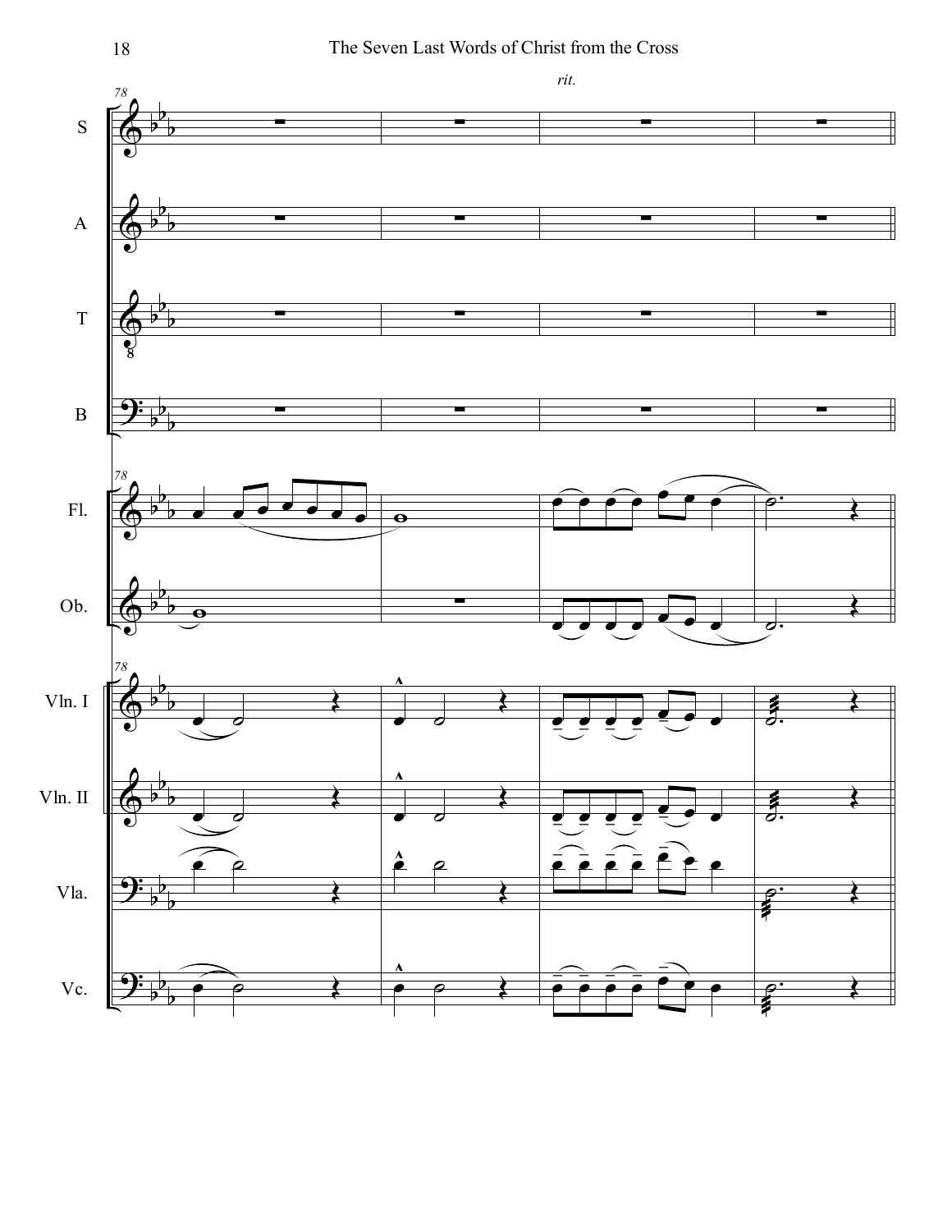*rit.*

78

S

A

T

B

Fl.

Ob.

Vln. I

Vln. II

Vla.

Vc.